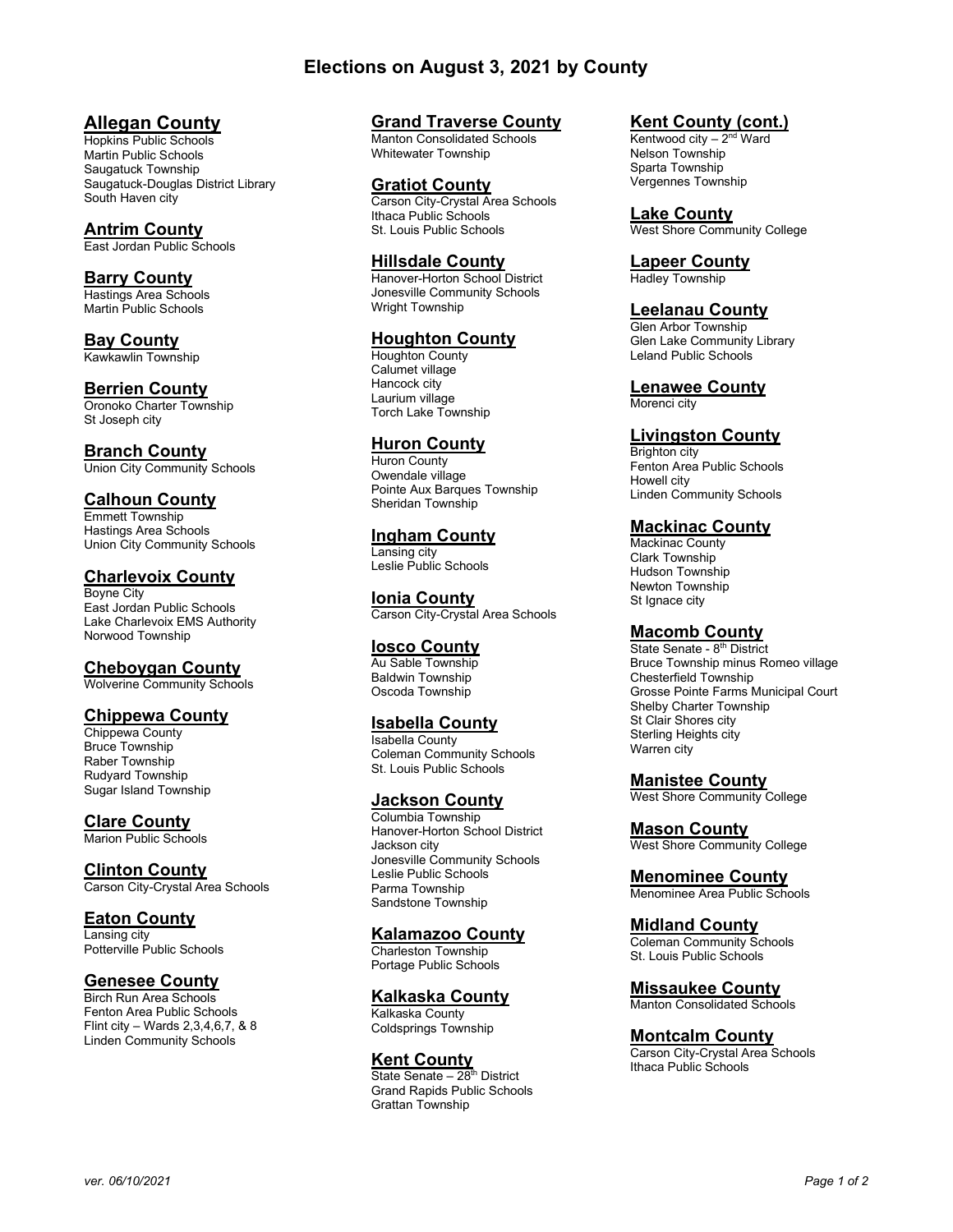# Elections on August 3, 2021 by County

## Allegan County
Hopkins Public Schools
Martin Public Schools
Saugatuck Township
Saugatuck-Douglas District Library
South Haven city

## Antrim County
East Jordan Public Schools

## Barry County
Hastings Area Schools
Martin Public Schools

## Bay County
Kawkawlin Township

## Berrien County
Oronoko Charter Township
St Joseph city

## Branch County
Union City Community Schools

## Calhoun County
Emmett Township
Hastings Area Schools
Union City Community Schools

## Charlevoix County
Boyne City
East Jordan Public Schools
Lake Charlevoix EMS Authority
Norwood Township

## Cheboygan County
Wolverine Community Schools

## Chippewa County
Chippewa County
Bruce Township
Raber Township
Rudyard Township
Sugar Island Township

## Clare County
Marion Public Schools

## Clinton County
Carson City-Crystal Area Schools

## Eaton County
Lansing city
Potterville Public Schools

## Genesee County
Birch Run Area Schools
Fenton Area Public Schools
Flint city – Wards 2,3,4,6,7, & 8
Linden Community Schools

## Grand Traverse County
Manton Consolidated Schools
Whitewater Township

## Gratiot County
Carson City-Crystal Area Schools
Ithaca Public Schools
St. Louis Public Schools

## Hillsdale County
Hanover-Horton School District
Jonesville Community Schools
Wright Township

## Houghton County
Houghton County
Calumet village
Hancock city
Laurium village
Torch Lake Township

## Huron County
Huron County
Owendale village
Pointe Aux Barques Township
Sheridan Township

## Ingham County
Lansing city
Leslie Public Schools

## Ionia County
Carson City-Crystal Area Schools

## Iosco County
Au Sable Township
Baldwin Township
Oscoda Township

## Isabella County
Isabella County
Coleman Community Schools
St. Louis Public Schools

## Jackson County
Columbia Township
Hanover-Horton School District
Jackson city
Jonesville Community Schools
Leslie Public Schools
Parma Township
Sandstone Township

## Kalamazoo County
Charleston Township
Portage Public Schools

## Kalkaska County
Kalkaska County
Coldsprings Township

## Kent County
State Senate – 28th District
Grand Rapids Public Schools
Grattan Township

## Kent County (cont.)
Kentwood city – 2nd Ward
Nelson Township
Sparta Township
Vergennes Township

## Lake County
West Shore Community College

## Lapeer County
Hadley Township

## Leelanau County
Glen Arbor Township
Glen Lake Community Library
Leland Public Schools

## Lenawee County
Morenci city

## Livingston County
Brighton city
Fenton Area Public Schools
Howell city
Linden Community Schools

## Mackinac County
Mackinac County
Clark Township
Hudson Township
Newton Township
St Ignace city

## Macomb County
State Senate - 8th District
Bruce Township minus Romeo village
Chesterfield Township
Grosse Pointe Farms Municipal Court
Shelby Charter Township
St Clair Shores city
Sterling Heights city
Warren city

## Manistee County
West Shore Community College

## Mason County
West Shore Community College

## Menominee County
Menominee Area Public Schools

## Midland County
Coleman Community Schools
St. Louis Public Schools

## Missaukee County
Manton Consolidated Schools

## Montcalm County
Carson City-Crystal Area Schools
Ithaca Public Schools

*ver. 06/10/2021*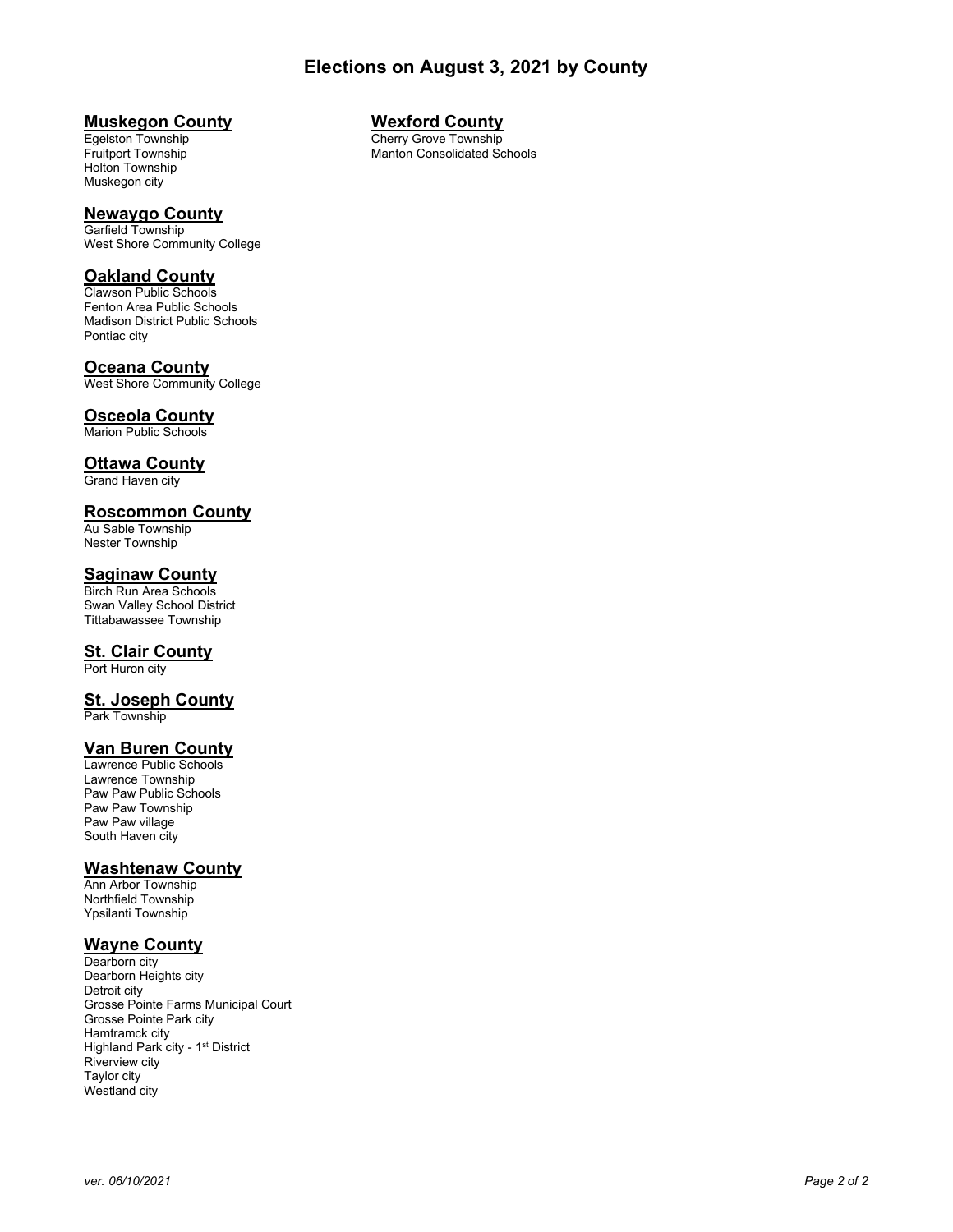# Elections on August 3, 2021 by County

## Muskegon County

Egelston Township
Fruitport Township
Holton Township
Muskegon city

## Newaygo County

Garfield Township
West Shore Community College

## Oakland County

Clawson Public Schools
Fenton Area Public Schools
Madison District Public Schools
Pontiac city

## Oceana County

West Shore Community College

## Osceola County

Marion Public Schools

## Ottawa County

Grand Haven city

## Roscommon County

Au Sable Township
Nester Township

## Saginaw County

Birch Run Area Schools
Swan Valley School District
Tittabawassee Township

## St. Clair County

Port Huron city

## St. Joseph County

Park Township

## Van Buren County

Lawrence Public Schools
Lawrence Township
Paw Paw Public Schools
Paw Paw Township
Paw Paw village
South Haven city

## Washtenaw County

Ann Arbor Township
Northfield Township
Ypsilanti Township

## Wayne County

Dearborn city
Dearborn Heights city
Detroit city
Grosse Pointe Farms Municipal Court
Grosse Pointe Park city
Hamtramck city
Highland Park city - 1st District
Riverview city
Taylor city
Westland city

## Wexford County

Cherry Grove Township
Manton Consolidated Schools

*ver. 06/10/2021*